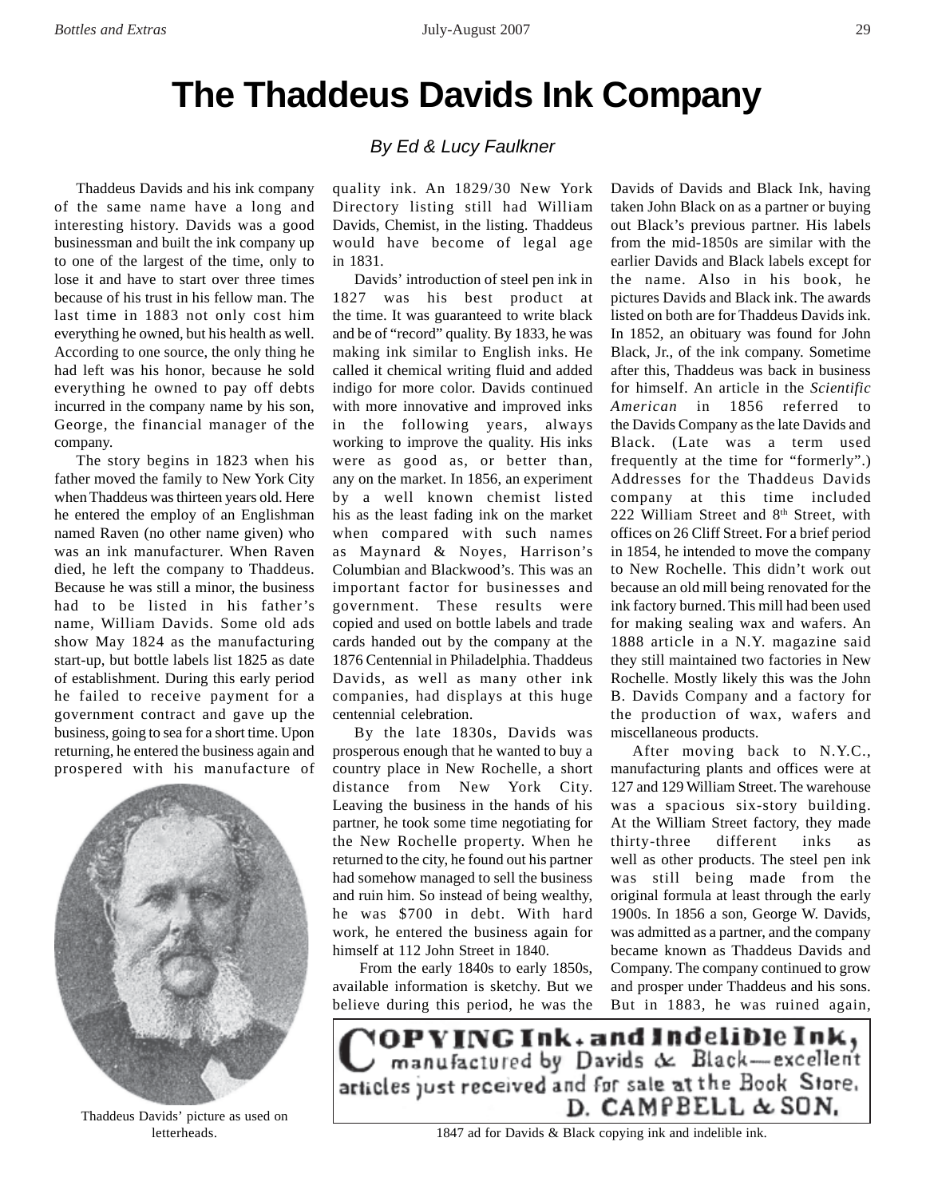# The Thaddeus Davids Ink Company

*By Ed & Lucy Faulkner*

Thaddeus Davids and his ink company of the same name have a long and interesting history. Davids was a good businessman and built the ink company up to one of the largest of the time, only to lose it and have to start over three times because of his trust in his fellow man. The last time in 1883 not only cost him everything he owned, but his health as well. According to one source, the only thing he had left was his honor, because he sold everything he owned to pay off debts incurred in the company name by his son, George, the financial manager of the company.

The story begins in 1823 when his father moved the family to New York City when Thaddeus was thirteen years old. Here he entered the employ of an Englishman named Raven (no other name given) who was an ink manufacturer. When Raven died, he left the company to Thaddeus. Because he was still a minor, the business had to be listed in his father's name, William Davids. Some old ads show May 1824 as the manufacturing start-up, but bottle labels list 1825 as date of establishment. During this early period he failed to receive payment for a government contract and gave up the business, going to sea for a short time. Upon returning, he entered the business again and prospered with his manufacture of quality ink. An 1829/30 New York Directory listing still had William Davids, Chemist, in the listing. Thaddeus would have become of legal age in 1831.

Davids' introduction of steel pen ink in 1827 was his best product at the time. It was guaranteed to write black and be of "record" quality. By 1833, he was making ink similar to English inks. He called it chemical writing fluid and added indigo for more color. Davids continued with more innovative and improved inks in the following years, always working to improve the quality. His inks were as good as, or better than, any on the market. In 1856, an experiment by a well known chemist listed his as the least fading ink on the market when compared with such names as Maynard & Noyes, Harrison's Columbian and Blackwood's. This was an important factor for businesses and government. These results were copied and used on bottle labels and trade cards handed out by the company at the 1876 Centennial in Philadelphia. Thaddeus Davids, as well as many other ink companies, had displays at this huge centennial celebration.

By the late 1830s, Davids was prosperous enough that he wanted to buy a country place in New Rochelle, a short distance from New York City. Leaving the business in the hands of his partner, he took some time negotiating for the New Rochelle property. When he returned to the city, he found out his partner had somehow managed to sell the business and ruin him. So instead of being wealthy, he was $700 in debt. With hard work, he entered the business again for himself at 112 John Street in 1840.

From the early 1840s to early 1850s, available information is sketchy. But we believe during this period, he was the Davids of Davids and Black Ink, having taken John Black on as a partner or buying out Black's previous partner. His labels from the mid-1850s are similar with the earlier Davids and Black labels except for the name. Also in his book, he pictures Davids and Black ink. The awards listed on both are for Thaddeus Davids ink. In 1852, an obituary was found for John Black, Jr., of the ink company. Sometime after this, Thaddeus was back in business for himself. An article in the *Scientific American* in 1856 referred to the Davids Company as the late Davids and Black. (Late was a term used frequently at the time for "formerly".) Addresses for the Thaddeus Davids company at this time included 222 William Street and 8th Street, with offices on 26 Cliff Street. For a brief period in 1854, he intended to move the company to New Rochelle. This didn't work out because an old mill being renovated for the ink factory burned. This mill had been used for making sealing wax and wafers. An 1888 article in a N.Y. magazine said they still maintained two factories in New Rochelle. Mostly likely this was the John B. Davids Company and a factory for the production of wax, wafers and miscellaneous products.

After moving back to N.Y.C., manufacturing plants and offices were at 127 and 129 William Street. The warehouse was a spacious six-story building. At the William Street factory, they made thirty-three different inks as well as other products. The steel pen ink was still being made from the original formula at least through the early 1900s. In 1856 a son, George W. Davids, was admitted as a partner, and the company became known as Thaddeus Davids and Company. The company continued to grow and prosper under Thaddeus and his sons. But in 1883, he was ruined again,

Thaddeus Davids' picture as used on letterheads.

COPYING Ink, and Indelible Ink, manufactured by Davids & Black—excellent articles just received and for sale at the Book Store. D. CAMPBELL & SON.

1847 ad for Davids & Black copying ink and indelible ink.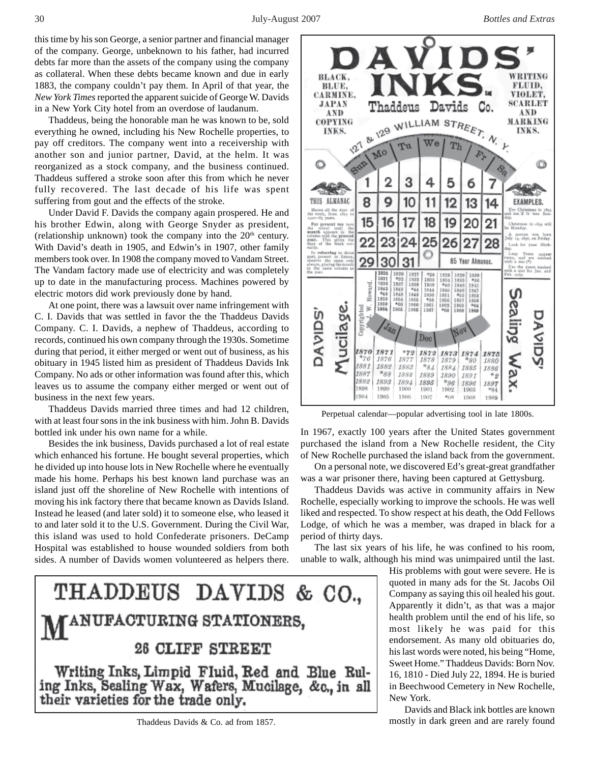this time by his son George, a senior partner and financial manager of the company. George, unbeknown to his father, had incurred debts far more than the assets of the company using the company as collateral. When these debts became known and due in early 1883, the company couldn't pay them. In April of that year, the *New York Times* reported the apparent suicide of George W. Davids in a New York City hotel from an overdose of laudanum.

Thaddeus, being the honorable man he was known to be, sold everything he owned, including his New Rochelle properties, to pay off creditors. The company went into a receivership with another son and junior partner, David, at the helm. It was reorganized as a stock company, and the business continued. Thaddeus suffered a stroke soon after this from which he never fully recovered. The last decade of his life was spent suffering from gout and the effects of the stroke.

Under David F. Davids the company again prospered. He and his brother Edwin, along with George Snyder as president, (relationship unknown) took the company into the 20th century. With David's death in 1905, and Edwin's in 1907, other family members took over. In 1908 the company moved to Vandam Street. The Vandam factory made use of electricity and was completely up to date in the manufacturing process. Machines powered by electric motors did work previously done by hand.

At one point, there was a lawsuit over name infringement with C. I. Davids that was settled in favor the the Thaddeus Davids Company. C. I. Davids, a nephew of Thaddeus, according to records, continued his own company through the 1930s. Sometime during that period, it either merged or went out of business, as his obituary in 1945 listed him as president of Thaddeus Davids Ink Company. No ads or other information was found after this, which leaves us to assume the company either merged or went out of business in the next few years.

Thaddeus Davids married three times and had 12 children, with at least four sons in the ink business with him. John B. Davids bottled ink under his own name for a while.

Besides the ink business, Davids purchased a lot of real estate which enhanced his fortune. He bought several properties, which he divided up into house lots in New Rochelle where he eventually made his home. Perhaps his best known land purchase was an island just off the shoreline of New Rochelle with intentions of moving his ink factory there that became known as Davids Island. Instead he leased (and later sold) it to someone else, who leased it to and later sold it to the U.S. Government. During the Civil War, this island was used to hold Confederate prisoners. DeCamp Hospital was established to house wounded soldiers from both sides. A number of Davids women volunteered as helpers there. In 1967, exactly 100 years after the United States government purchased the island from a New Rochelle resident, the City of New Rochelle purchased the island back from the government.

On a personal note, we discovered Ed's great-great grandfather was a war prisoner there, having been captured at Gettysburg.

Thaddeus Davids was active in community affairs in New Rochelle, especially working to improve the schools. He was well liked and respected. To show respect at his death, the Odd Fellows Lodge, of which he was a member, was draped in black for a period of thirty days.

The last six years of his life, he was confined to his room, unable to walk, although his mind was unimpaired until the last. His problems with gout were severe. He is quoted in many ads for the St. Jacobs Oil Company as saying this oil healed his gout. Apparently it didn't, as that was a major health problem until the end of his life, so most likely he was paid for this endorsement. As many old obituaries do, his last words were noted, his being "Home, Sweet Home." Thaddeus Davids: Born Nov. 16, 1810 - Died July 22, 1894. He is buried in Beechwood Cemetery in New Rochelle, New York.

Davids and Black ink bottles are known mostly in dark green and are rarely found

Perpetual calendar—popular advertising tool in late 1800s.

Thaddeus Davids & Co. ad from 1857.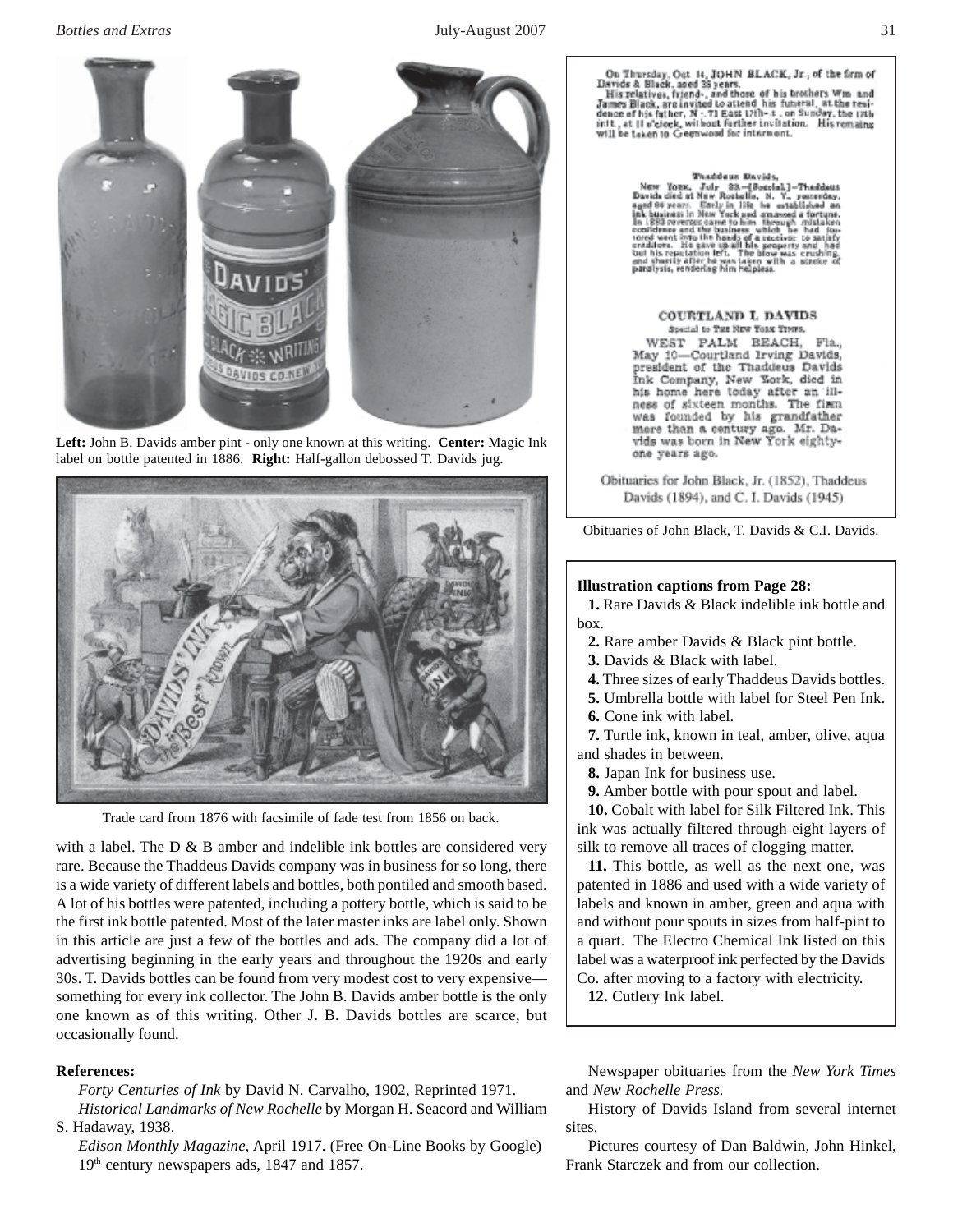Left: John B. Davids amber pint - only one known at this writing. **Center:** Magic Ink label on bottle patented in 1886. **Right:** Half-gallon debossed T. Davids jug.

Trade card from 1876 with facsimile of fade test from 1856 on back.

with a label. The D & B amber and indelible ink bottles are considered very rare. Because the Thaddeus Davids company was in business for so long, there is a wide variety of different labels and bottles, both pontiled and smooth based. A lot of his bottles were patented, including a pottery bottle, which is said to be the first ink bottle patented. Most of the later master inks are label only. Shown in this article are just a few of the bottles and ads. The company did a lot of advertising beginning in the early years and throughout the 1920s and early 30s. T. Davids bottles can be found from very modest cost to very expensive—something for every ink collector. The John B. Davids amber bottle is the only one known as of this writing. Other J. B. Davids bottles are scarce, but occasionally found.

On Thursday, Oct. 14, JOHN BLACK, Jr., of the firm of Davids & Black, aged 35 years.
His relatives, friends, and those of his brothers Wm. and James Black, are invited to attend his funeral, at the residence of his father, No. 71 East 12th-st., on Sunday, the 17th inst., at 11 o'clock, without further invitation. His remains will be taken to Greenwood for interment.

**Thaddeus Davids.**

NEW YORK, July 23.—[Special.]—Thaddeus Davids died at New Rochelle, N. Y., yesterday, aged 84 years. Early in life he established an ink business in New York and amassed a fortune. In 1883 reverses came to him through mistaken confidence and the business which he had fostered went into the hands of a receiver to satisfy creditors. He gave up all his property and had but his reputation left. The blow was crushing, and shortly after he was taken with a stroke of paralysis, rendering him helpless.

**COURTLAND I. DAVIDS**

Special to THE NEW YORK TIMES.

WEST PALM BEACH, Fla., May 10—Courtland Irving Davids, president of the Thaddeus Davids Ink Company, New York, died in his home here today after an illness of sixteen months. The firm was founded by his grandfather more than a century ago. Mr. Davids was born in New York eighty-one years ago.

Obituaries for John Black, Jr. (1852), Thaddeus Davids (1894), and C. I. Davids (1945)

Obituaries of John Black, T. Davids & C.I. Davids.

**Illustration captions from Page 28:**

**1.** Rare Davids & Black indelible ink bottle and box.

**2.** Rare amber Davids & Black pint bottle.

**3.** Davids & Black with label.

**4.** Three sizes of early Thaddeus Davids bottles.

**5.** Umbrella bottle with label for Steel Pen Ink.

**6.** Cone ink with label.

**7.** Turtle ink, known in teal, amber, olive, aqua and shades in between.

**8.** Japan Ink for business use.

**9.** Amber bottle with pour spout and label.

**10.** Cobalt with label for Silk Filtered Ink. This ink was actually filtered through eight layers of silk to remove all traces of clogging matter.

**11.** This bottle, as well as the next one, was patented in 1886 and used with a wide variety of labels and known in amber, green and aqua with and without pour spouts in sizes from half-pint to a quart. The Electro Chemical Ink listed on this label was a waterproof ink perfected by the Davids Co. after moving to a factory with electricity.

**12.** Cutlery Ink label.

**References:**

*Forty Centuries of Ink* by David N. Carvalho, 1902, Reprinted 1971.

*Historical Landmarks of New Rochelle* by Morgan H. Seacord and William S. Hadaway, 1938.

*Edison Monthly Magazine*, April 1917. (Free On-Line Books by Google)

19th century newspapers ads, 1847 and 1857.

Newspaper obituaries from the *New York Times* and *New Rochelle Press.*

History of Davids Island from several internet sites.

Pictures courtesy of Dan Baldwin, John Hinkel, Frank Starczek and from our collection.